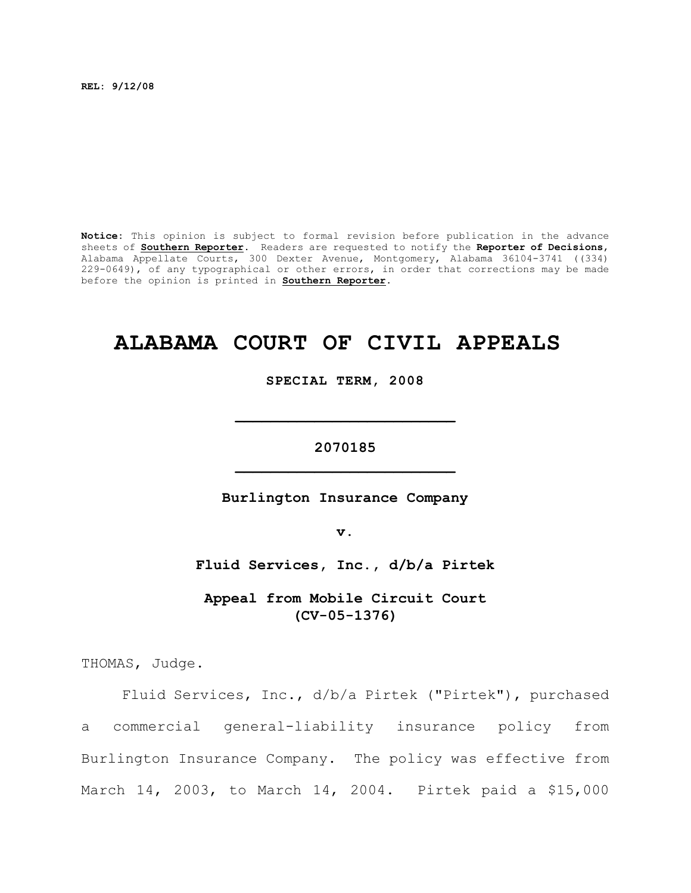REL: 9/12/08

**Notice:** This opinion is subject to formal revision before publication in the advance sheets of **Southern Reporter**. Readers are requested to notify the **Reporter of Decisions**, Alabama Appellate Courts, 300 Dexter Avenue, Montgomery, Alabama 36104-3741 ((334) 229-0649), of any typographical or other errors, in order that corrections may be made before the opinion is printed in **Southern Reporter**.

# ALABAMA COURT OF CIVIL APPEALS

**SPECIAL TERM, 2008**

**2070185**

**Burlington Insurance Company**

**v.**

**Fluid Services, Inc., d/b/a Pirtek**

**Appeal from Mobile Circuit Court (CV-05-1376)**

THOMAS, Judge.

Fluid Services, Inc., d/b/a Pirtek ("Pirtek"), purchased a commercial general-liability insurance policy from Burlington Insurance Company. The policy was effective from March 14, 2003, to March 14, 2004. Pirtek paid a $15,000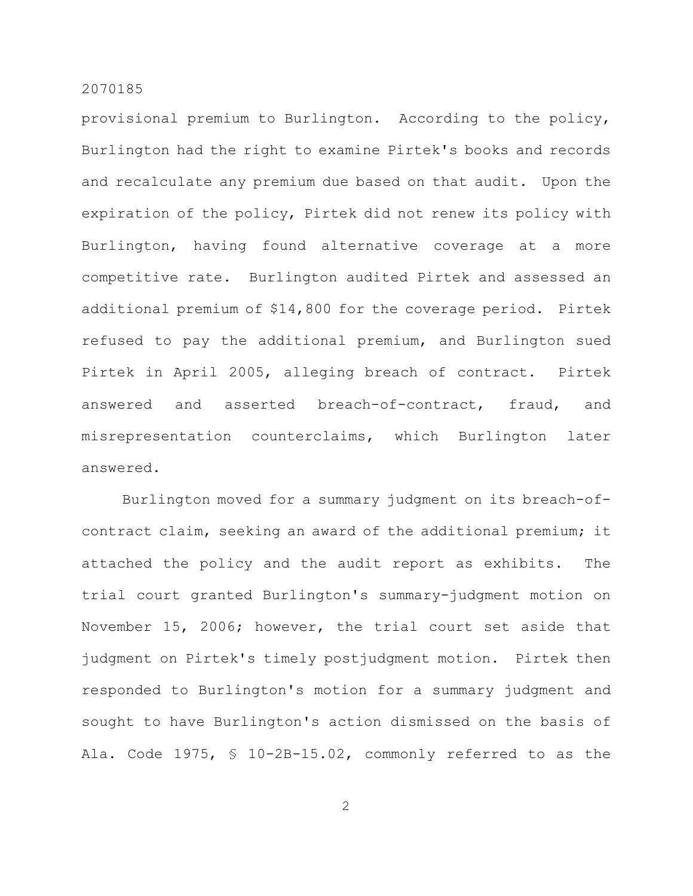provisional premium to Burlington. According to the policy, Burlington had the right to examine Pirtek's books and records and recalculate any premium due based on that audit. Upon the expiration of the policy, Pirtek did not renew its policy with Burlington, having found alternative coverage at a more competitive rate. Burlington audited Pirtek and assessed an additional premium of $14,800 for the coverage period. Pirtek refused to pay the additional premium, and Burlington sued Pirtek in April 2005, alleging breach of contract. Pirtek answered and asserted breach-of-contract, fraud, and misrepresentation counterclaims, which Burlington later answered.

Burlington moved for a summary judgment on its breach-of-contract claim, seeking an award of the additional premium; it attached the policy and the audit report as exhibits. The trial court granted Burlington's summary-judgment motion on November 15, 2006; however, the trial court set aside that judgment on Pirtek's timely postjudgment motion. Pirtek then responded to Burlington's motion for a summary judgment and sought to have Burlington's action dismissed on the basis of Ala. Code 1975, § 10-2B-15.02, commonly referred to as the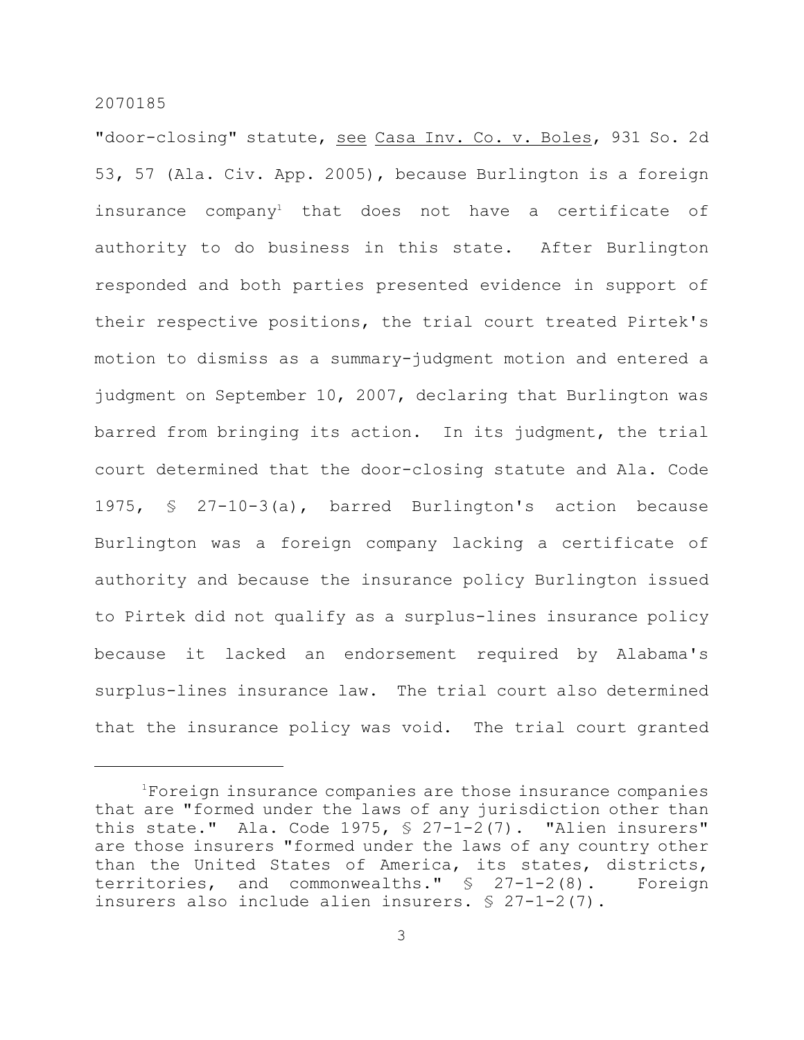"door-closing" statute, see Casa Inv. Co. v. Boles, 931 So. 2d 53, 57 (Ala. Civ. App. 2005), because Burlington is a foreign insurance company[1] that does not have a certificate of authority to do business in this state. After Burlington responded and both parties presented evidence in support of their respective positions, the trial court treated Pirtek's motion to dismiss as a summary-judgment motion and entered a judgment on September 10, 2007, declaring that Burlington was barred from bringing its action. In its judgment, the trial court determined that the door-closing statute and Ala. Code 1975, § 27-10-3(a), barred Burlington's action because Burlington was a foreign company lacking a certificate of authority and because the insurance policy Burlington issued to Pirtek did not qualify as a surplus-lines insurance policy because it lacked an endorsement required by Alabama's surplus-lines insurance law. The trial court also determined that the insurance policy was void. The trial court granted

---

[1]Foreign insurance companies are those insurance companies that are "formed under the laws of any jurisdiction other than this state." Ala. Code 1975, § 27-1-2(7). "Alien insurers" are those insurers "formed under the laws of any country other than the United States of America, its states, districts, territories, and commonwealths." § 27-1-2(8). Foreign insurers also include alien insurers. § 27-1-2(7).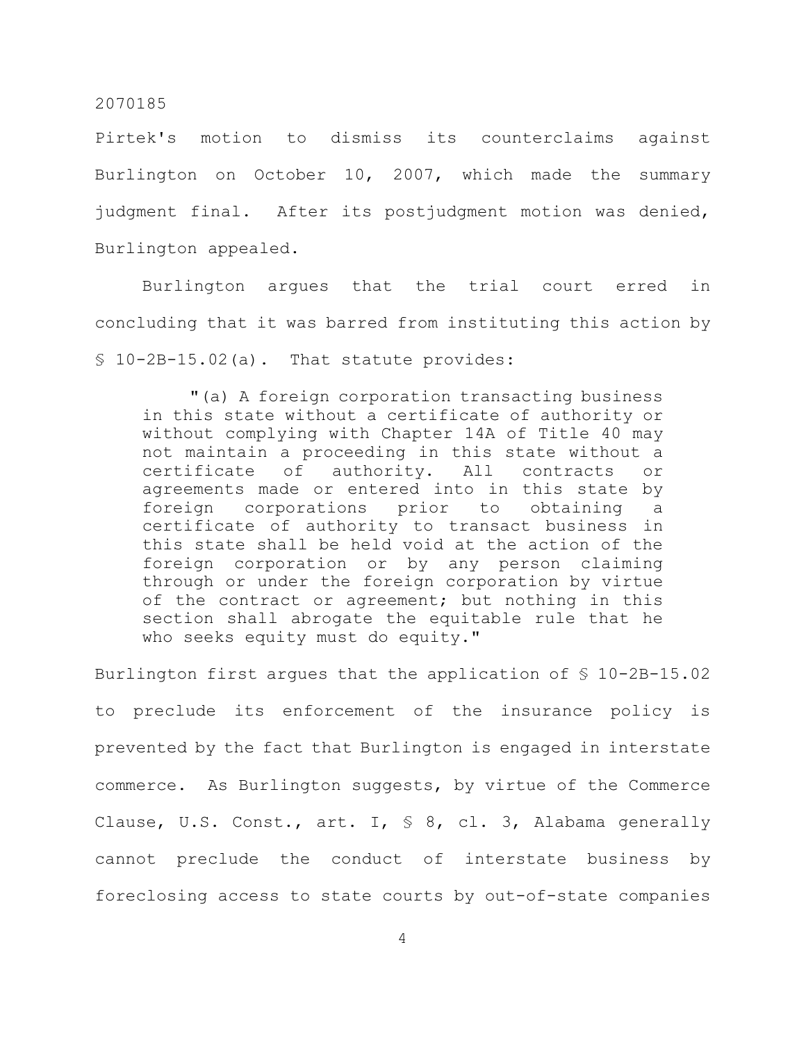Pirtek's motion to dismiss its counterclaims against Burlington on October 10, 2007, which made the summary judgment final. After its postjudgment motion was denied, Burlington appealed.

Burlington argues that the trial court erred in concluding that it was barred from instituting this action by § 10-2B-15.02(a). That statute provides:

> "(a) A foreign corporation transacting business in this state without a certificate of authority or without complying with Chapter 14A of Title 40 may not maintain a proceeding in this state without a certificate of authority. All contracts or agreements made or entered into in this state by foreign corporations prior to obtaining a certificate of authority to transact business in this state shall be held void at the action of the foreign corporation or by any person claiming through or under the foreign corporation by virtue of the contract or agreement; but nothing in this section shall abrogate the equitable rule that he who seeks equity must do equity."

Burlington first argues that the application of § 10-2B-15.02 to preclude its enforcement of the insurance policy is prevented by the fact that Burlington is engaged in interstate commerce. As Burlington suggests, by virtue of the Commerce Clause, U.S. Const., art. I, § 8, cl. 3, Alabama generally cannot preclude the conduct of interstate business by foreclosing access to state courts by out-of-state companies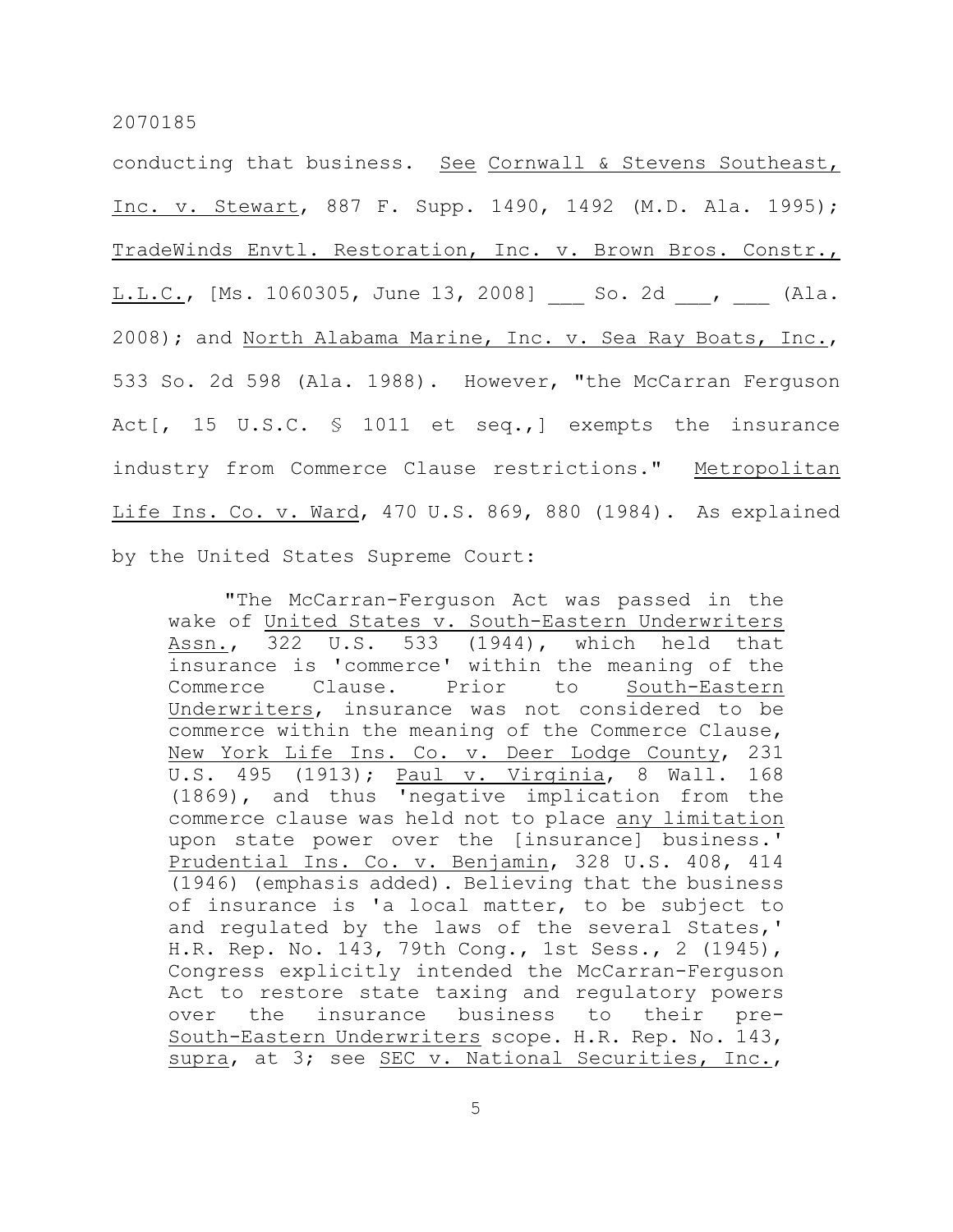conducting that business. See Cornwall & Stevens Southeast, Inc. v. Stewart, 887 F. Supp. 1490, 1492 (M.D. Ala. 1995); TradeWinds Envtl. Restoration, Inc. v. Brown Bros. Constr., L.L.C., [Ms. 1060305, June 13, 2008] ___ So. 2d ___, ___ (Ala. 2008); and North Alabama Marine, Inc. v. Sea Ray Boats, Inc., 533 So. 2d 598 (Ala. 1988). However, "the McCarran Ferguson Act[, 15 U.S.C. § 1011 et seq.,] exempts the insurance industry from Commerce Clause restrictions." Metropolitan Life Ins. Co. v. Ward, 470 U.S. 869, 880 (1984). As explained by the United States Supreme Court:

> "The McCarran-Ferguson Act was passed in the wake of United States v. South-Eastern Underwriters Assn., 322 U.S. 533 (1944), which held that insurance is 'commerce' within the meaning of the Commerce Clause. Prior to South-Eastern Underwriters, insurance was not considered to be commerce within the meaning of the Commerce Clause, New York Life Ins. Co. v. Deer Lodge County, 231 U.S. 495 (1913); Paul v. Virginia, 8 Wall. 168 (1869), and thus 'negative implication from the commerce clause was held not to place any limitation upon state power over the [insurance] business.' Prudential Ins. Co. v. Benjamin, 328 U.S. 408, 414 (1946) (emphasis added). Believing that the business of insurance is 'a local matter, to be subject to and regulated by the laws of the several States,' H.R. Rep. No. 143, 79th Cong., 1st Sess., 2 (1945), Congress explicitly intended the McCarran-Ferguson Act to restore state taxing and regulatory powers over the insurance business to their pre-South-Eastern Underwriters scope. H.R. Rep. No. 143, supra, at 3; see SEC v. National Securities, Inc.,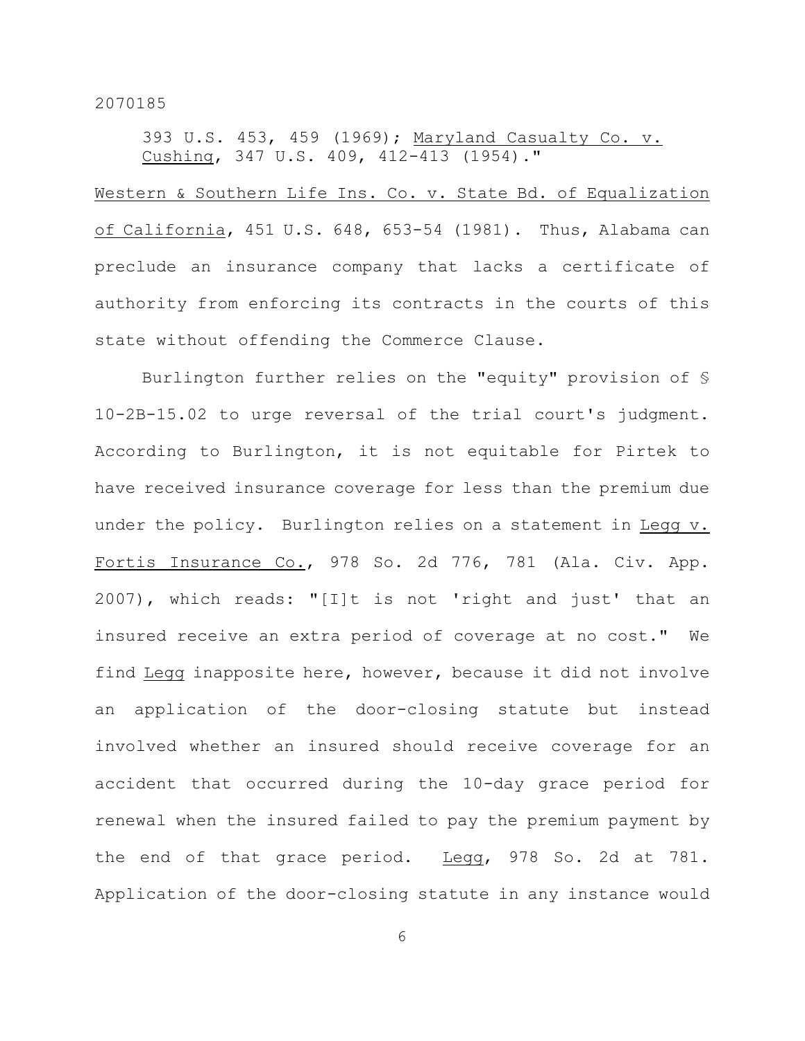393 U.S. 453, 459 (1969); Maryland Casualty Co. v. Cushing, 347 U.S. 409, 412-413 (1954)."

Western & Southern Life Ins. Co. v. State Bd. of Equalization of California, 451 U.S. 648, 653-54 (1981). Thus, Alabama can preclude an insurance company that lacks a certificate of authority from enforcing its contracts in the courts of this state without offending the Commerce Clause.

Burlington further relies on the "equity" provision of § 10-2B-15.02 to urge reversal of the trial court's judgment. According to Burlington, it is not equitable for Pirtek to have received insurance coverage for less than the premium due under the policy. Burlington relies on a statement in Legg v. Fortis Insurance Co., 978 So. 2d 776, 781 (Ala. Civ. App. 2007), which reads: "[I]t is not 'right and just' that an insured receive an extra period of coverage at no cost." We find Legg inapposite here, however, because it did not involve an application of the door-closing statute but instead involved whether an insured should receive coverage for an accident that occurred during the 10-day grace period for renewal when the insured failed to pay the premium payment by the end of that grace period. Legg, 978 So. 2d at 781. Application of the door-closing statute in any instance would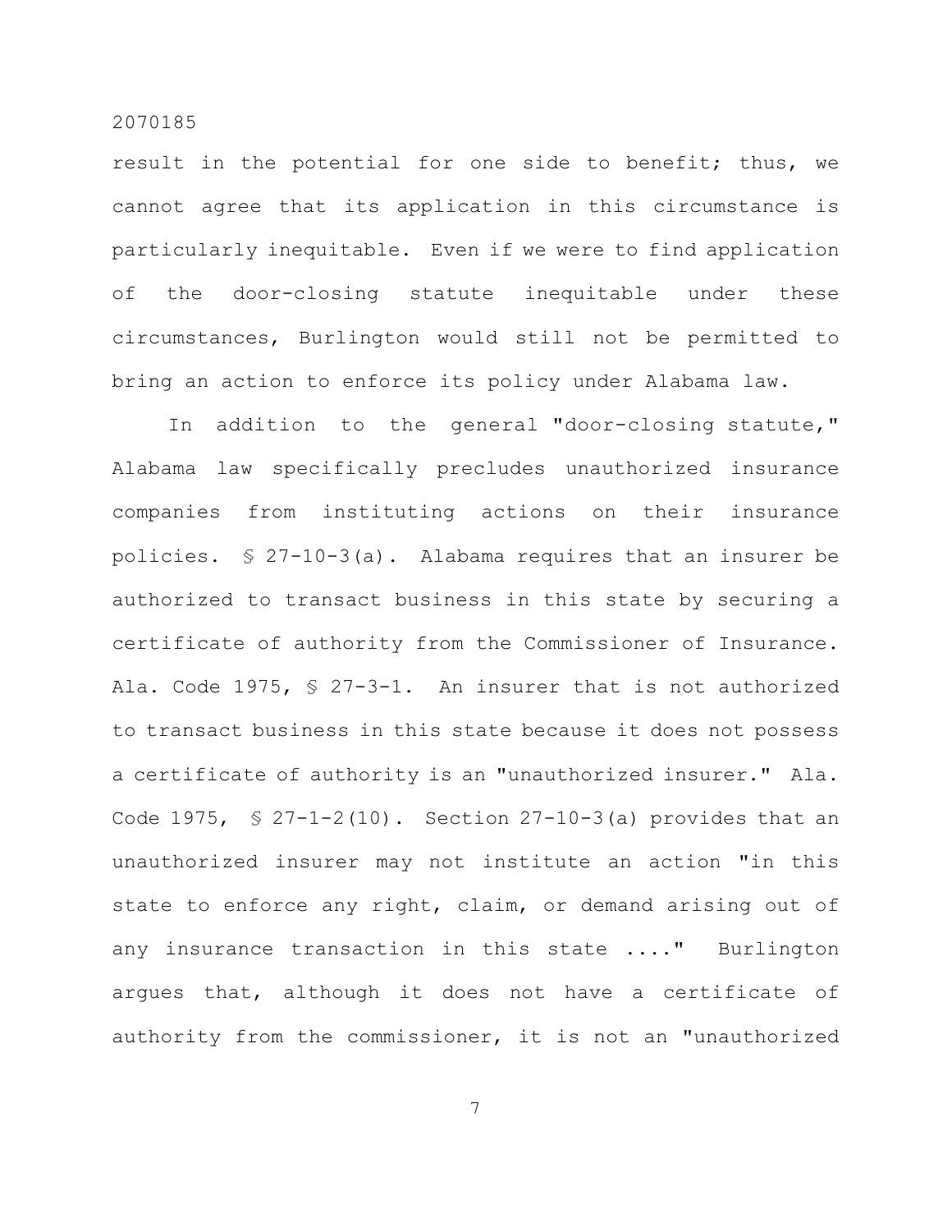result in the potential for one side to benefit; thus, we cannot agree that its application in this circumstance is particularly inequitable. Even if we were to find application of the door-closing statute inequitable under these circumstances, Burlington would still not be permitted to bring an action to enforce its policy under Alabama law.

In addition to the general "door-closing statute," Alabama law specifically precludes unauthorized insurance companies from instituting actions on their insurance policies. § 27-10-3(a). Alabama requires that an insurer be authorized to transact business in this state by securing a certificate of authority from the Commissioner of Insurance. Ala. Code 1975, § 27-3-1. An insurer that is not authorized to transact business in this state because it does not possess a certificate of authority is an "unauthorized insurer." Ala. Code 1975, § 27-1-2(10). Section 27-10-3(a) provides that an unauthorized insurer may not institute an action "in this state to enforce any right, claim, or demand arising out of any insurance transaction in this state ...." Burlington argues that, although it does not have a certificate of authority from the commissioner, it is not an "unauthorized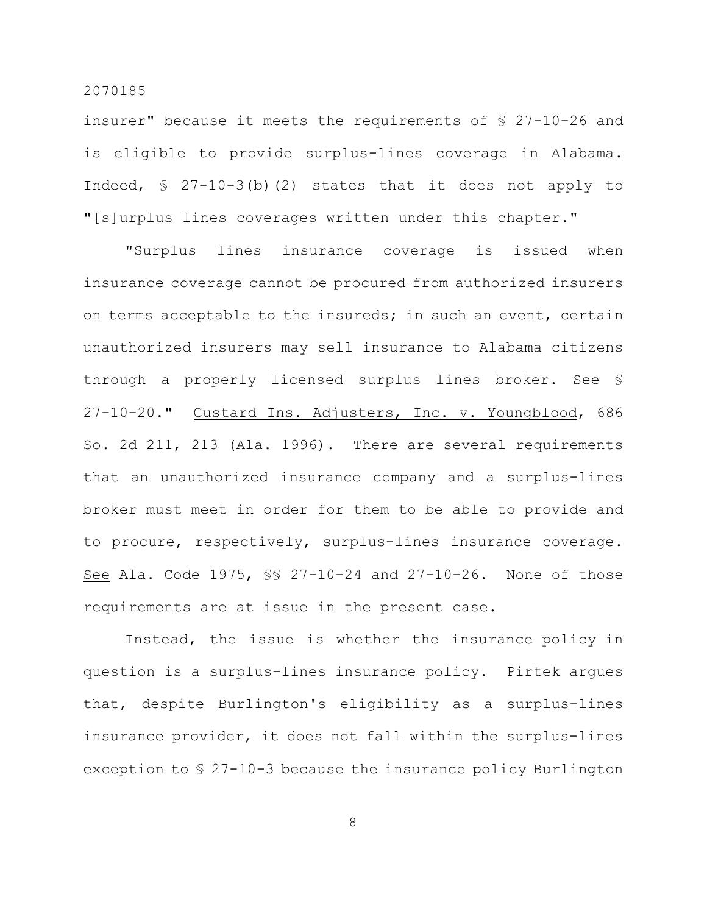insurer" because it meets the requirements of § 27-10-26 and is eligible to provide surplus-lines coverage in Alabama. Indeed, § 27-10-3(b)(2) states that it does not apply to "[s]urplus lines coverages written under this chapter."

"Surplus lines insurance coverage is issued when insurance coverage cannot be procured from authorized insurers on terms acceptable to the insureds; in such an event, certain unauthorized insurers may sell insurance to Alabama citizens through a properly licensed surplus lines broker. See § 27-10-20." Custard Ins. Adjusters, Inc. v. Youngblood, 686 So. 2d 211, 213 (Ala. 1996). There are several requirements that an unauthorized insurance company and a surplus-lines broker must meet in order for them to be able to provide and to procure, respectively, surplus-lines insurance coverage. See Ala. Code 1975, §§ 27-10-24 and 27-10-26. None of those requirements are at issue in the present case.

Instead, the issue is whether the insurance policy in question is a surplus-lines insurance policy. Pirtek argues that, despite Burlington's eligibility as a surplus-lines insurance provider, it does not fall within the surplus-lines exception to § 27-10-3 because the insurance policy Burlington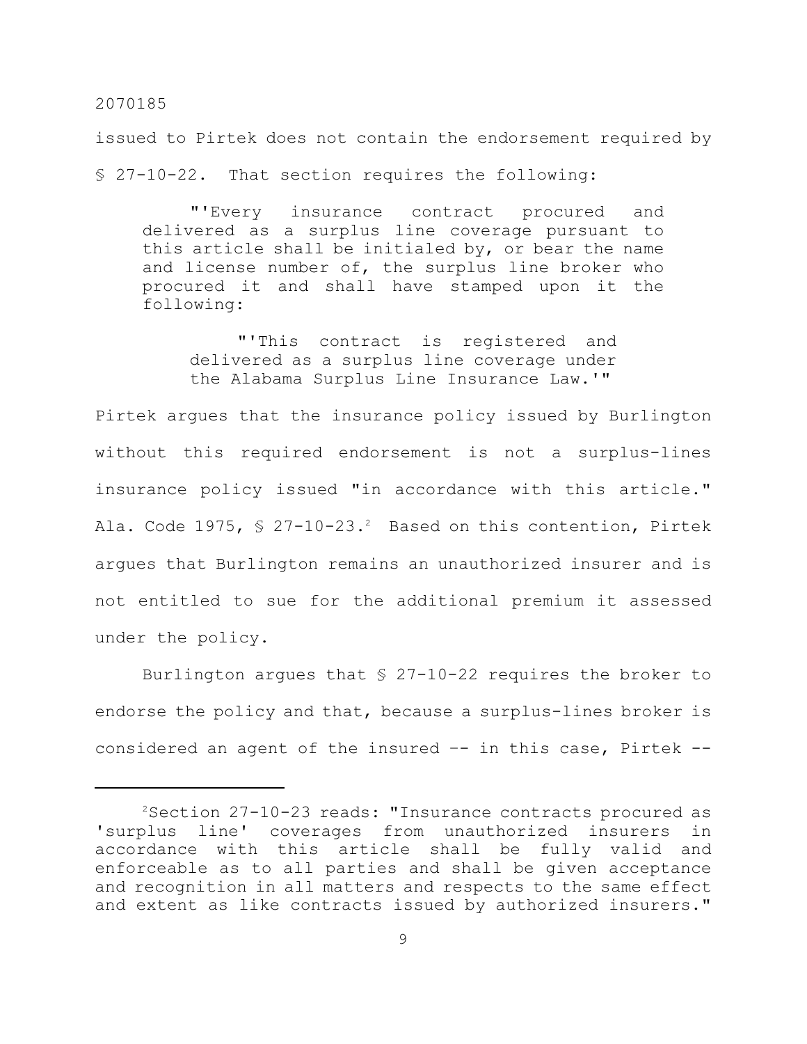issued to Pirtek does not contain the endorsement required by § 27-10-22. That section requires the following:

> "'Every insurance contract procured and delivered as a surplus line coverage pursuant to this article shall be initialed by, or bear the name and license number of, the surplus line broker who procured it and shall have stamped upon it the following:
>
> > "'This contract is registered and delivered as a surplus line coverage under the Alabama Surplus Line Insurance Law.'"

Pirtek argues that the insurance policy issued by Burlington without this required endorsement is not a surplus-lines insurance policy issued "in accordance with this article." Ala. Code 1975, § 27-10-23.[2] Based on this contention, Pirtek argues that Burlington remains an unauthorized insurer and is not entitled to sue for the additional premium it assessed under the policy.

Burlington argues that § 27-10-22 requires the broker to endorse the policy and that, because a surplus-lines broker is considered an agent of the insured –- in this case, Pirtek --

---

[2]Section 27-10-23 reads: "Insurance contracts procured as 'surplus line' coverages from unauthorized insurers in accordance with this article shall be fully valid and enforceable as to all parties and shall be given acceptance and recognition in all matters and respects to the same effect and extent as like contracts issued by authorized insurers."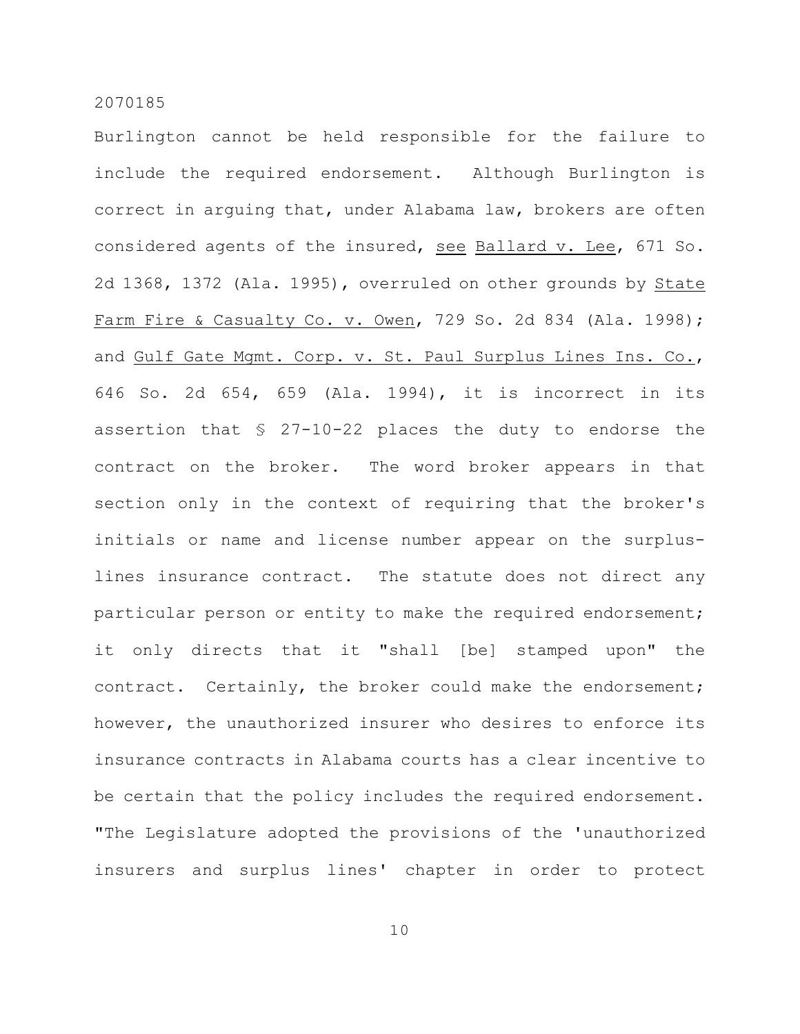Burlington cannot be held responsible for the failure to include the required endorsement. Although Burlington is correct in arguing that, under Alabama law, brokers are often considered agents of the insured, see Ballard v. Lee, 671 So. 2d 1368, 1372 (Ala. 1995), overruled on other grounds by State Farm Fire & Casualty Co. v. Owen, 729 So. 2d 834 (Ala. 1998); and Gulf Gate Mgmt. Corp. v. St. Paul Surplus Lines Ins. Co., 646 So. 2d 654, 659 (Ala. 1994), it is incorrect in its assertion that § 27-10-22 places the duty to endorse the contract on the broker. The word broker appears in that section only in the context of requiring that the broker's initials or name and license number appear on the surplus-lines insurance contract. The statute does not direct any particular person or entity to make the required endorsement; it only directs that it "shall [be] stamped upon" the contract. Certainly, the broker could make the endorsement; however, the unauthorized insurer who desires to enforce its insurance contracts in Alabama courts has a clear incentive to be certain that the policy includes the required endorsement. "The Legislature adopted the provisions of the 'unauthorized insurers and surplus lines' chapter in order to protect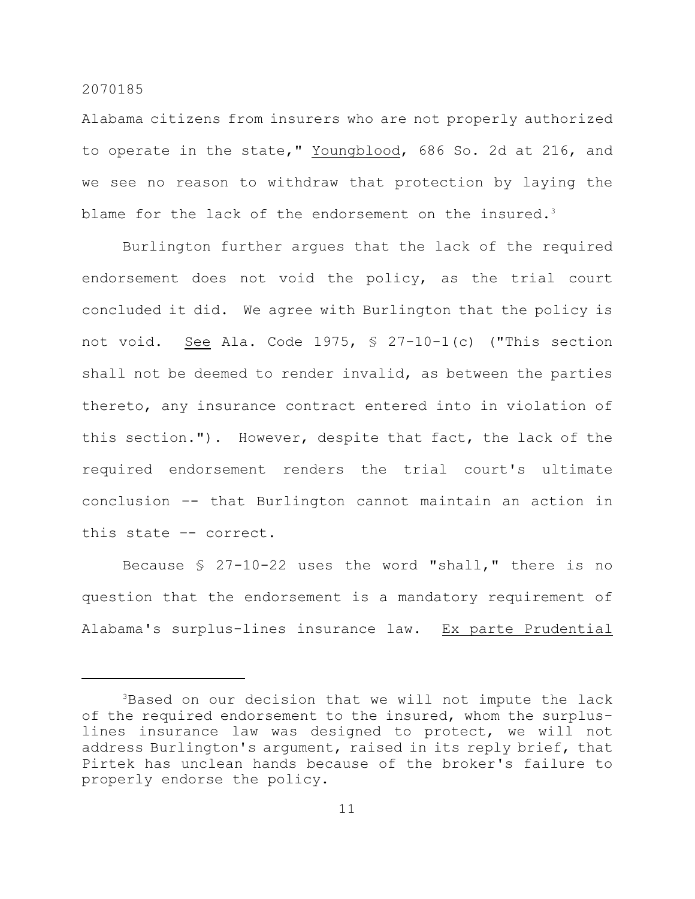Alabama citizens from insurers who are not properly authorized to operate in the state," Youngblood, 686 So. 2d at 216, and we see no reason to withdraw that protection by laying the blame for the lack of the endorsement on the insured.[3]

Burlington further argues that the lack of the required endorsement does not void the policy, as the trial court concluded it did. We agree with Burlington that the policy is not void. See Ala. Code 1975, § 27-10-1(c) ("This section shall not be deemed to render invalid, as between the parties thereto, any insurance contract entered into in violation of this section."). However, despite that fact, the lack of the required endorsement renders the trial court's ultimate conclusion -- that Burlington cannot maintain an action in this state -- correct.

Because § 27-10-22 uses the word "shall," there is no question that the endorsement is a mandatory requirement of Alabama's surplus-lines insurance law. Ex parte Prudential

---

[3]Based on our decision that we will not impute the lack of the required endorsement to the insured, whom the surplus-lines insurance law was designed to protect, we will not address Burlington's argument, raised in its reply brief, that Pirtek has unclean hands because of the broker's failure to properly endorse the policy.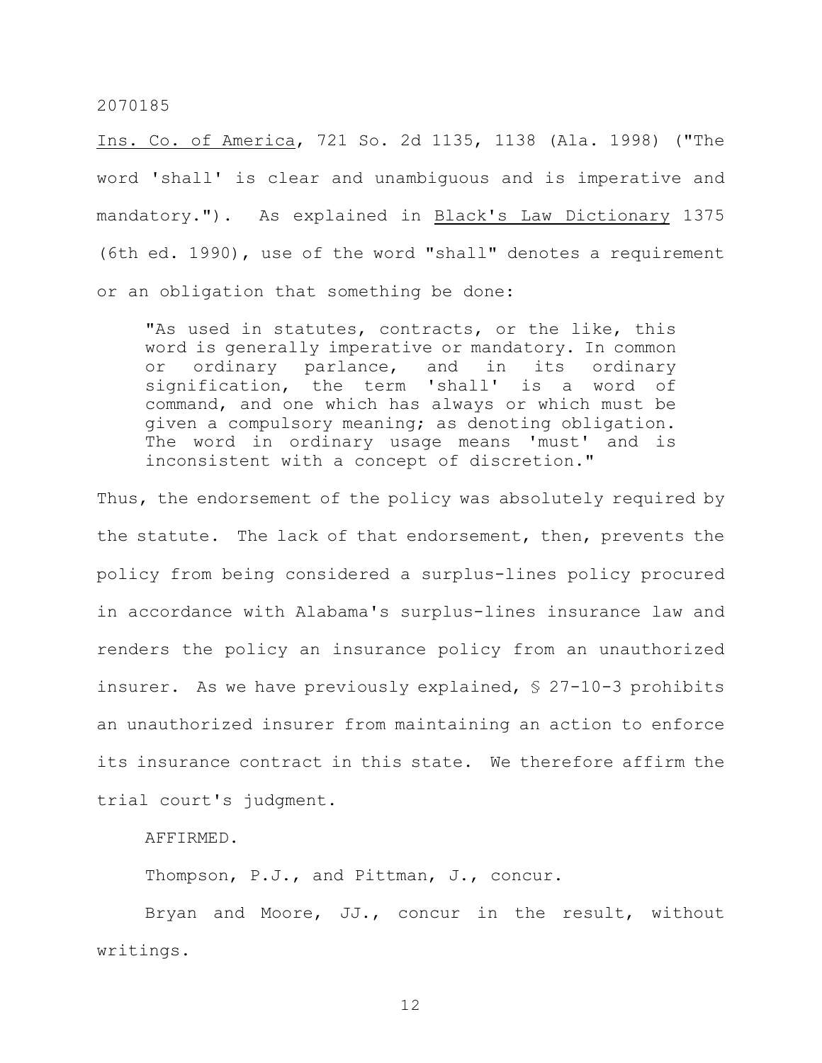Ins. Co. of America, 721 So. 2d 1135, 1138 (Ala. 1998) ("The word 'shall' is clear and unambiguous and is imperative and mandatory."). As explained in Black's Law Dictionary 1375 (6th ed. 1990), use of the word "shall" denotes a requirement or an obligation that something be done:

> "As used in statutes, contracts, or the like, this word is generally imperative or mandatory. In common or ordinary parlance, and in its ordinary signification, the term 'shall' is a word of command, and one which has always or which must be given a compulsory meaning; as denoting obligation. The word in ordinary usage means 'must' and is inconsistent with a concept of discretion."

Thus, the endorsement of the policy was absolutely required by the statute. The lack of that endorsement, then, prevents the policy from being considered a surplus-lines policy procured in accordance with Alabama's surplus-lines insurance law and renders the policy an insurance policy from an unauthorized insurer. As we have previously explained, § 27-10-3 prohibits an unauthorized insurer from maintaining an action to enforce its insurance contract in this state. We therefore affirm the trial court's judgment.

AFFIRMED.

Thompson, P.J., and Pittman, J., concur.

Bryan and Moore, JJ., concur in the result, without writings.